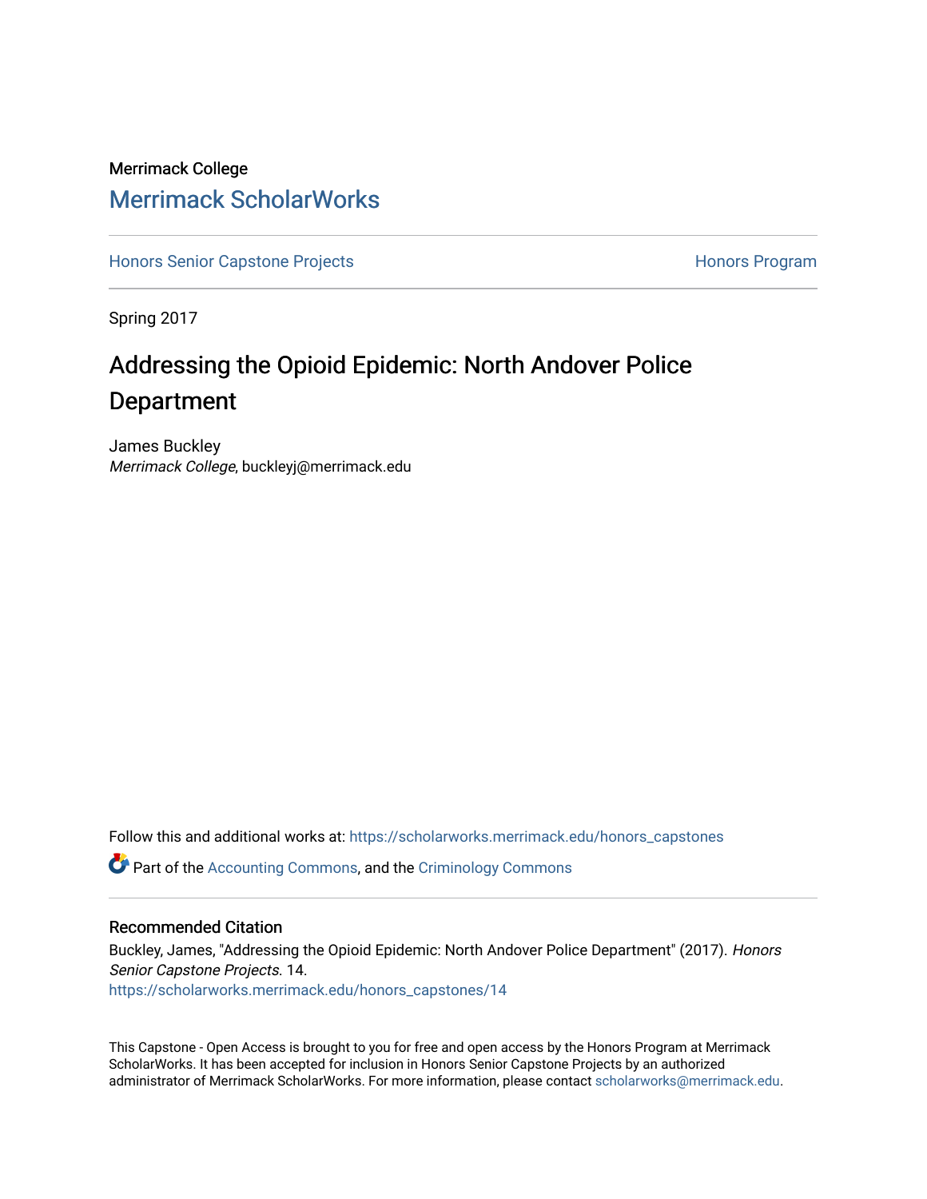Merrimack College

# Merrimack ScholarWorks

Honors Senior Capstone Projects | Honors Program

Spring 2017

## Addressing the Opioid Epidemic: North Andover Police Department

James Buckley
*Merrimack College*, buckleyj@merrimack.edu

Follow this and additional works at: https://scholarworks.merrimack.edu/honors_capstones

Part of the Accounting Commons, and the Criminology Commons

### Recommended Citation

Buckley, James, "Addressing the Opioid Epidemic: North Andover Police Department" (2017). *Honors Senior Capstone Projects*. 14.
https://scholarworks.merrimack.edu/honors_capstones/14

This Capstone - Open Access is brought to you for free and open access by the Honors Program at Merrimack ScholarWorks. It has been accepted for inclusion in Honors Senior Capstone Projects by an authorized administrator of Merrimack ScholarWorks. For more information, please contact scholarworks@merrimack.edu.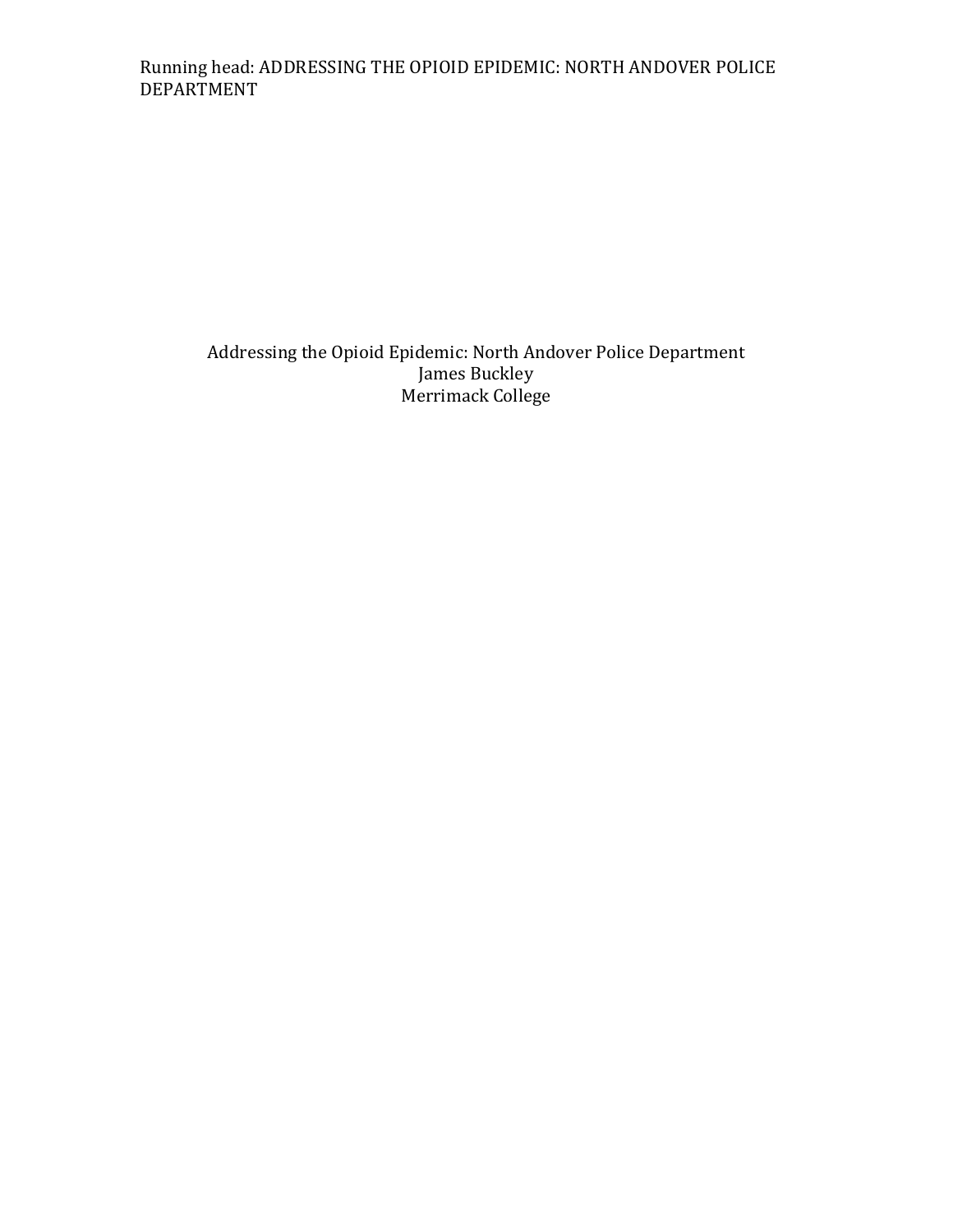# Addressing the Opioid Epidemic: North Andover Police Department

James Buckley

Merrimack College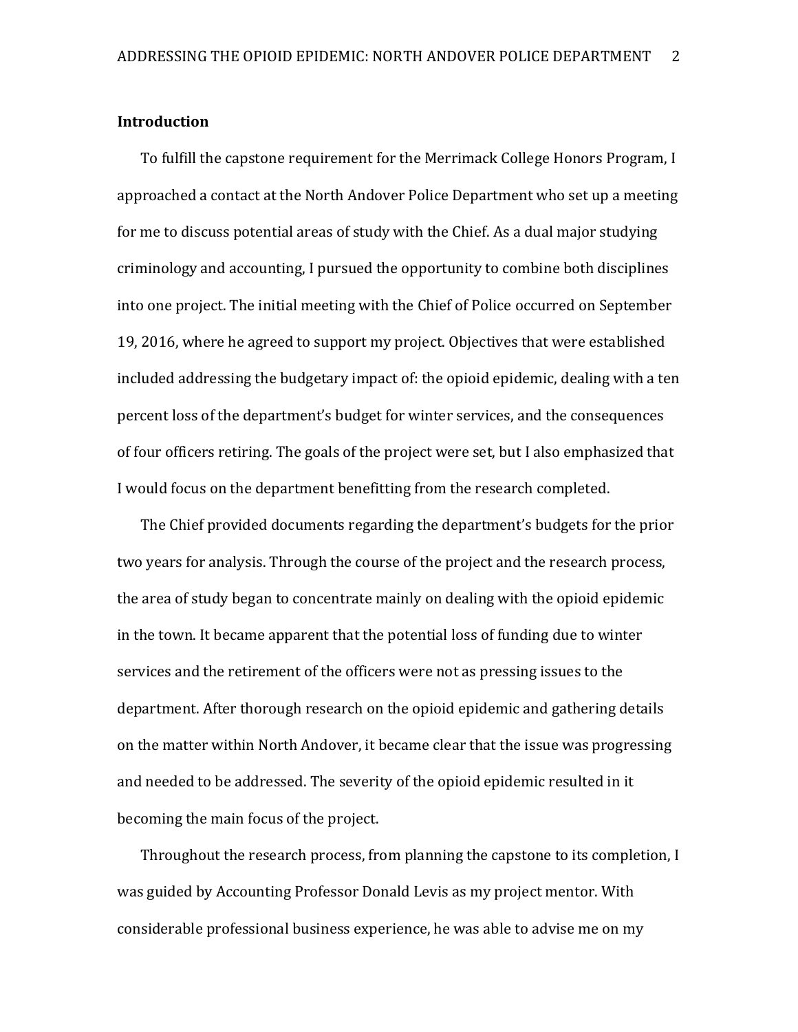## Introduction

To fulfill the capstone requirement for the Merrimack College Honors Program, I approached a contact at the North Andover Police Department who set up a meeting for me to discuss potential areas of study with the Chief. As a dual major studying criminology and accounting, I pursued the opportunity to combine both disciplines into one project. The initial meeting with the Chief of Police occurred on September 19, 2016, where he agreed to support my project. Objectives that were established included addressing the budgetary impact of: the opioid epidemic, dealing with a ten percent loss of the department's budget for winter services, and the consequences of four officers retiring. The goals of the project were set, but I also emphasized that I would focus on the department benefitting from the research completed.

The Chief provided documents regarding the department's budgets for the prior two years for analysis. Through the course of the project and the research process, the area of study began to concentrate mainly on dealing with the opioid epidemic in the town. It became apparent that the potential loss of funding due to winter services and the retirement of the officers were not as pressing issues to the department. After thorough research on the opioid epidemic and gathering details on the matter within North Andover, it became clear that the issue was progressing and needed to be addressed. The severity of the opioid epidemic resulted in it becoming the main focus of the project.

Throughout the research process, from planning the capstone to its completion, I was guided by Accounting Professor Donald Levis as my project mentor. With considerable professional business experience, he was able to advise me on my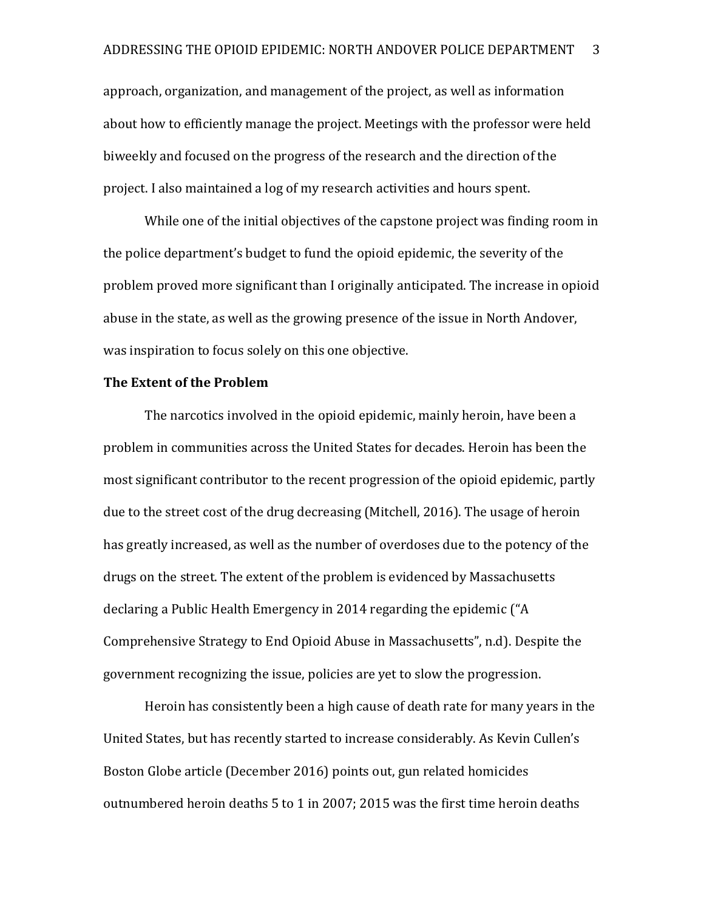approach, organization, and management of the project, as well as information about how to efficiently manage the project. Meetings with the professor were held biweekly and focused on the progress of the research and the direction of the project. I also maintained a log of my research activities and hours spent.

While one of the initial objectives of the capstone project was finding room in the police department's budget to fund the opioid epidemic, the severity of the problem proved more significant than I originally anticipated. The increase in opioid abuse in the state, as well as the growing presence of the issue in North Andover, was inspiration to focus solely on this one objective.

**The Extent of the Problem**

The narcotics involved in the opioid epidemic, mainly heroin, have been a problem in communities across the United States for decades. Heroin has been the most significant contributor to the recent progression of the opioid epidemic, partly due to the street cost of the drug decreasing (Mitchell, 2016). The usage of heroin has greatly increased, as well as the number of overdoses due to the potency of the drugs on the street. The extent of the problem is evidenced by Massachusetts declaring a Public Health Emergency in 2014 regarding the epidemic ("A Comprehensive Strategy to End Opioid Abuse in Massachusetts", n.d). Despite the government recognizing the issue, policies are yet to slow the progression.

Heroin has consistently been a high cause of death rate for many years in the United States, but has recently started to increase considerably. As Kevin Cullen's Boston Globe article (December 2016) points out, gun related homicides outnumbered heroin deaths 5 to 1 in 2007; 2015 was the first time heroin deaths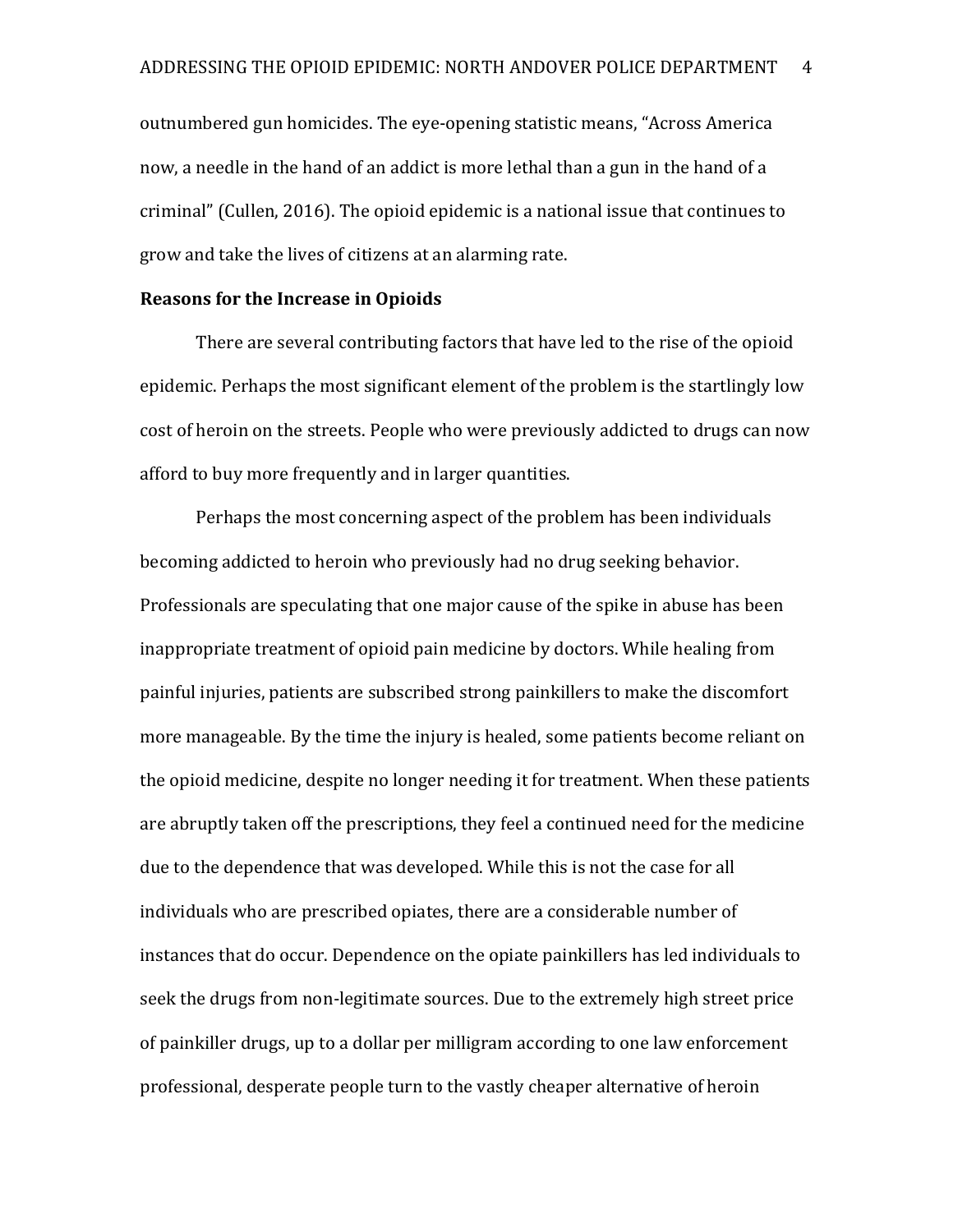outnumbered gun homicides. The eye-opening statistic means, "Across America now, a needle in the hand of an addict is more lethal than a gun in the hand of a criminal" (Cullen, 2016). The opioid epidemic is a national issue that continues to grow and take the lives of citizens at an alarming rate.

**Reasons for the Increase in Opioids**

There are several contributing factors that have led to the rise of the opioid epidemic. Perhaps the most significant element of the problem is the startlingly low cost of heroin on the streets. People who were previously addicted to drugs can now afford to buy more frequently and in larger quantities.

Perhaps the most concerning aspect of the problem has been individuals becoming addicted to heroin who previously had no drug seeking behavior. Professionals are speculating that one major cause of the spike in abuse has been inappropriate treatment of opioid pain medicine by doctors. While healing from painful injuries, patients are subscribed strong painkillers to make the discomfort more manageable. By the time the injury is healed, some patients become reliant on the opioid medicine, despite no longer needing it for treatment. When these patients are abruptly taken off the prescriptions, they feel a continued need for the medicine due to the dependence that was developed. While this is not the case for all individuals who are prescribed opiates, there are a considerable number of instances that do occur. Dependence on the opiate painkillers has led individuals to seek the drugs from non-legitimate sources. Due to the extremely high street price of painkiller drugs, up to a dollar per milligram according to one law enforcement professional, desperate people turn to the vastly cheaper alternative of heroin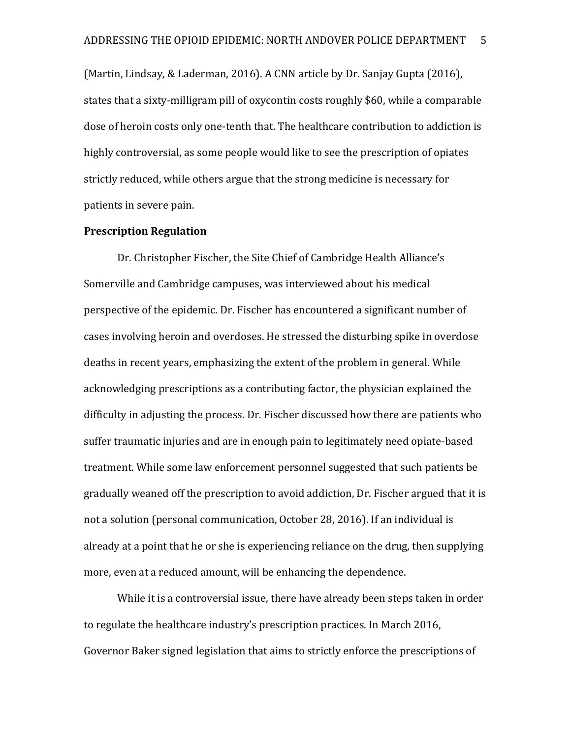(Martin, Lindsay, & Laderman, 2016). A CNN article by Dr. Sanjay Gupta (2016), states that a sixty-milligram pill of oxycontin costs roughly $60, while a comparable dose of heroin costs only one-tenth that. The healthcare contribution to addiction is highly controversial, as some people would like to see the prescription of opiates strictly reduced, while others argue that the strong medicine is necessary for patients in severe pain.

**Prescription Regulation**

Dr. Christopher Fischer, the Site Chief of Cambridge Health Alliance's Somerville and Cambridge campuses, was interviewed about his medical perspective of the epidemic. Dr. Fischer has encountered a significant number of cases involving heroin and overdoses. He stressed the disturbing spike in overdose deaths in recent years, emphasizing the extent of the problem in general. While acknowledging prescriptions as a contributing factor, the physician explained the difficulty in adjusting the process. Dr. Fischer discussed how there are patients who suffer traumatic injuries and are in enough pain to legitimately need opiate-based treatment. While some law enforcement personnel suggested that such patients be gradually weaned off the prescription to avoid addiction, Dr. Fischer argued that it is not a solution (personal communication, October 28, 2016). If an individual is already at a point that he or she is experiencing reliance on the drug, then supplying more, even at a reduced amount, will be enhancing the dependence.

While it is a controversial issue, there have already been steps taken in order to regulate the healthcare industry's prescription practices. In March 2016, Governor Baker signed legislation that aims to strictly enforce the prescriptions of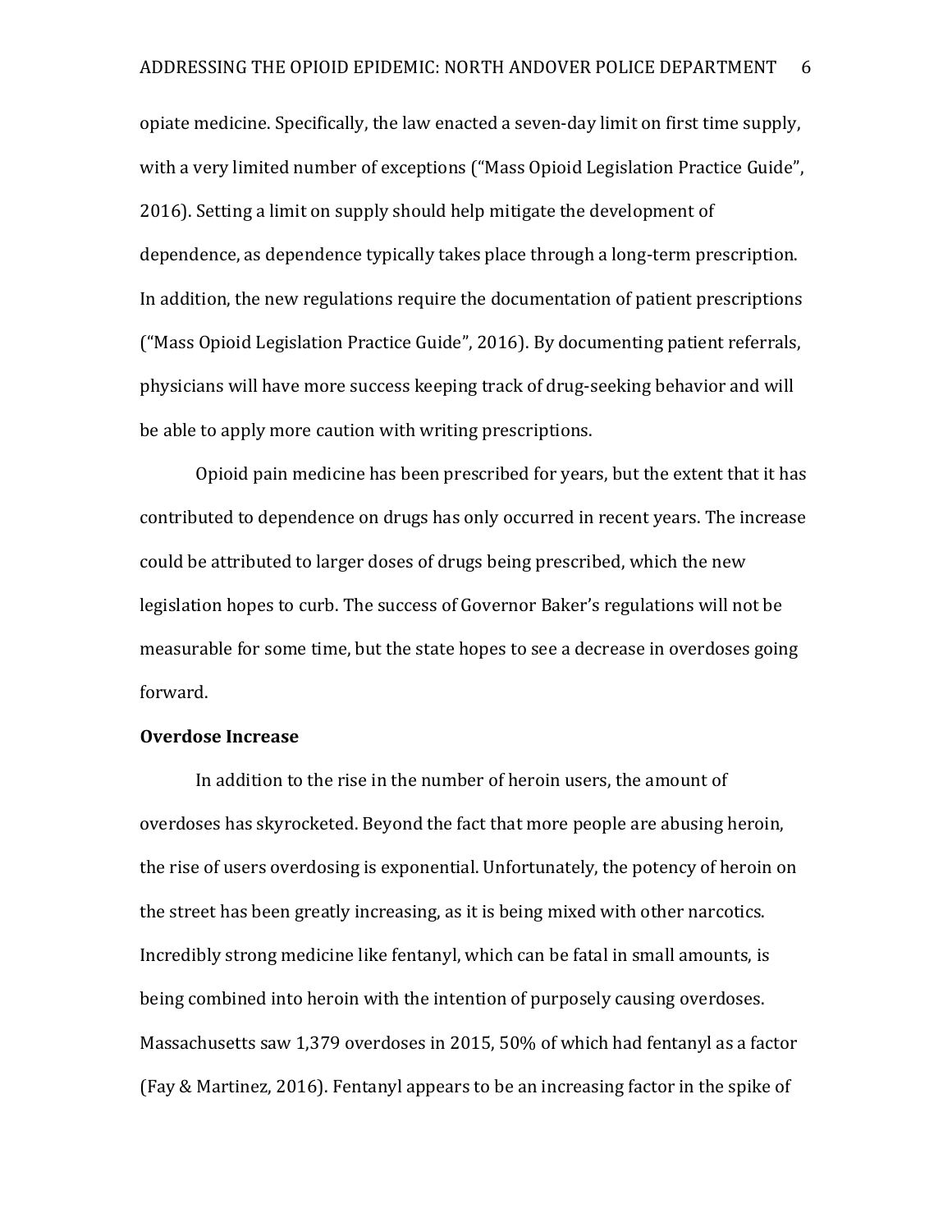opiate medicine. Specifically, the law enacted a seven-day limit on first time supply, with a very limited number of exceptions ("Mass Opioid Legislation Practice Guide", 2016). Setting a limit on supply should help mitigate the development of dependence, as dependence typically takes place through a long-term prescription. In addition, the new regulations require the documentation of patient prescriptions ("Mass Opioid Legislation Practice Guide", 2016). By documenting patient referrals, physicians will have more success keeping track of drug-seeking behavior and will be able to apply more caution with writing prescriptions.

Opioid pain medicine has been prescribed for years, but the extent that it has contributed to dependence on drugs has only occurred in recent years. The increase could be attributed to larger doses of drugs being prescribed, which the new legislation hopes to curb. The success of Governor Baker's regulations will not be measurable for some time, but the state hopes to see a decrease in overdoses going forward.

**Overdose Increase**

In addition to the rise in the number of heroin users, the amount of overdoses has skyrocketed. Beyond the fact that more people are abusing heroin, the rise of users overdosing is exponential. Unfortunately, the potency of heroin on the street has been greatly increasing, as it is being mixed with other narcotics. Incredibly strong medicine like fentanyl, which can be fatal in small amounts, is being combined into heroin with the intention of purposely causing overdoses. Massachusetts saw 1,379 overdoses in 2015, 50% of which had fentanyl as a factor (Fay & Martinez, 2016). Fentanyl appears to be an increasing factor in the spike of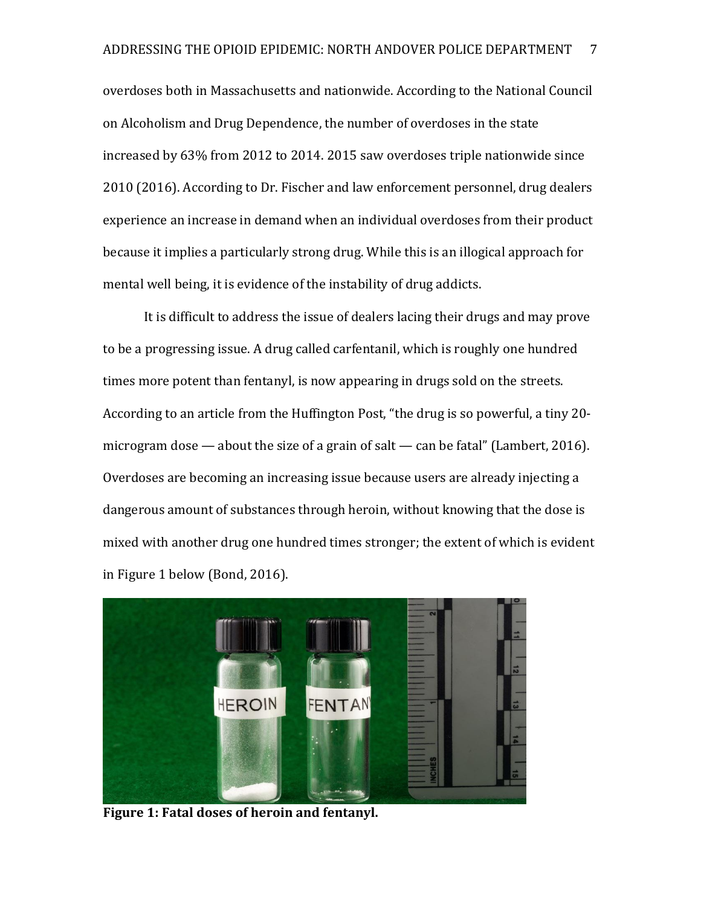overdoses both in Massachusetts and nationwide. According to the National Council on Alcoholism and Drug Dependence, the number of overdoses in the state increased by 63% from 2012 to 2014. 2015 saw overdoses triple nationwide since 2010 (2016). According to Dr. Fischer and law enforcement personnel, drug dealers experience an increase in demand when an individual overdoses from their product because it implies a particularly strong drug. While this is an illogical approach for mental well being, it is evidence of the instability of drug addicts.

It is difficult to address the issue of dealers lacing their drugs and may prove to be a progressing issue. A drug called carfentanil, which is roughly one hundred times more potent than fentanyl, is now appearing in drugs sold on the streets. According to an article from the Huffington Post, "the drug is so powerful, a tiny 20-microgram dose — about the size of a grain of salt — can be fatal" (Lambert, 2016). Overdoses are becoming an increasing issue because users are already injecting a dangerous amount of substances through heroin, without knowing that the dose is mixed with another drug one hundred times stronger; the extent of which is evident in Figure 1 below (Bond, 2016).

**Figure 1: Fatal doses of heroin and fentanyl.**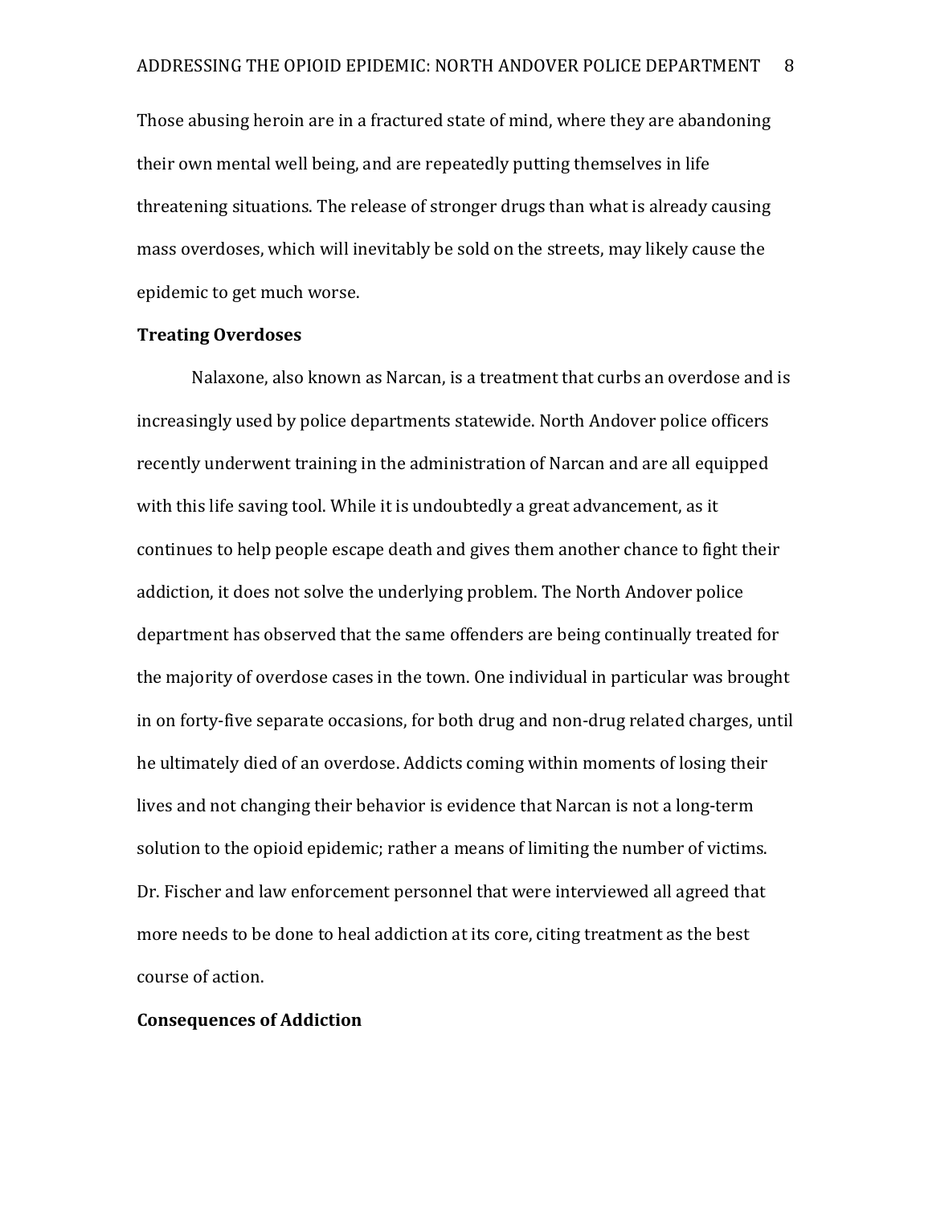Those abusing heroin are in a fractured state of mind, where they are abandoning their own mental well being, and are repeatedly putting themselves in life threatening situations. The release of stronger drugs than what is already causing mass overdoses, which will inevitably be sold on the streets, may likely cause the epidemic to get much worse.

**Treating Overdoses**

Nalaxone, also known as Narcan, is a treatment that curbs an overdose and is increasingly used by police departments statewide. North Andover police officers recently underwent training in the administration of Narcan and are all equipped with this life saving tool. While it is undoubtedly a great advancement, as it continues to help people escape death and gives them another chance to fight their addiction, it does not solve the underlying problem. The North Andover police department has observed that the same offenders are being continually treated for the majority of overdose cases in the town. One individual in particular was brought in on forty-five separate occasions, for both drug and non-drug related charges, until he ultimately died of an overdose. Addicts coming within moments of losing their lives and not changing their behavior is evidence that Narcan is not a long-term solution to the opioid epidemic; rather a means of limiting the number of victims. Dr. Fischer and law enforcement personnel that were interviewed all agreed that more needs to be done to heal addiction at its core, citing treatment as the best course of action.

**Consequences of Addiction**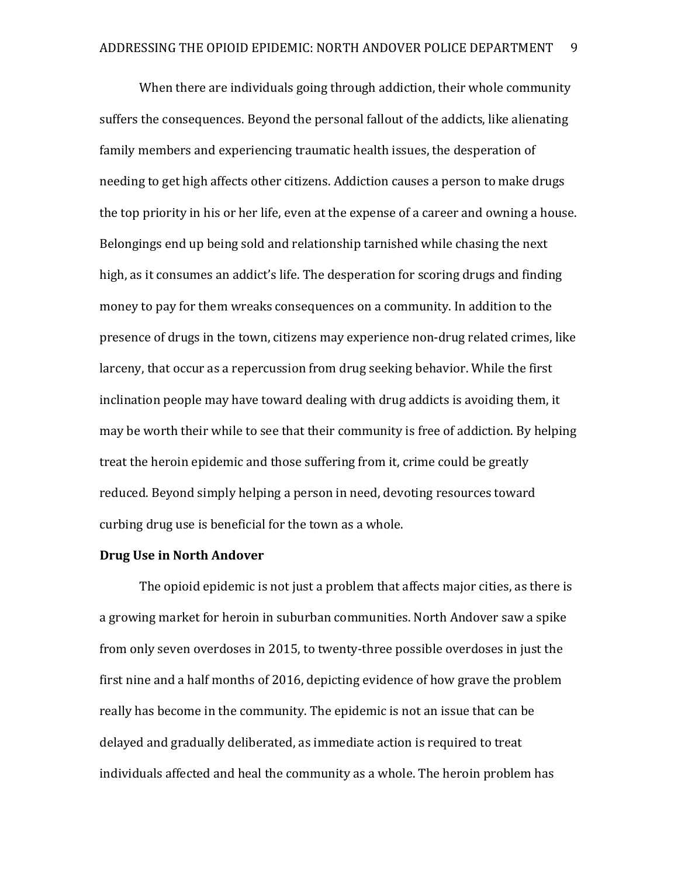When there are individuals going through addiction, their whole community suffers the consequences. Beyond the personal fallout of the addicts, like alienating family members and experiencing traumatic health issues, the desperation of needing to get high affects other citizens. Addiction causes a person to make drugs the top priority in his or her life, even at the expense of a career and owning a house. Belongings end up being sold and relationship tarnished while chasing the next high, as it consumes an addict's life. The desperation for scoring drugs and finding money to pay for them wreaks consequences on a community. In addition to the presence of drugs in the town, citizens may experience non-drug related crimes, like larceny, that occur as a repercussion from drug seeking behavior. While the first inclination people may have toward dealing with drug addicts is avoiding them, it may be worth their while to see that their community is free of addiction. By helping treat the heroin epidemic and those suffering from it, crime could be greatly reduced. Beyond simply helping a person in need, devoting resources toward curbing drug use is beneficial for the town as a whole.

**Drug Use in North Andover**

The opioid epidemic is not just a problem that affects major cities, as there is a growing market for heroin in suburban communities. North Andover saw a spike from only seven overdoses in 2015, to twenty-three possible overdoses in just the first nine and a half months of 2016, depicting evidence of how grave the problem really has become in the community. The epidemic is not an issue that can be delayed and gradually deliberated, as immediate action is required to treat individuals affected and heal the community as a whole. The heroin problem has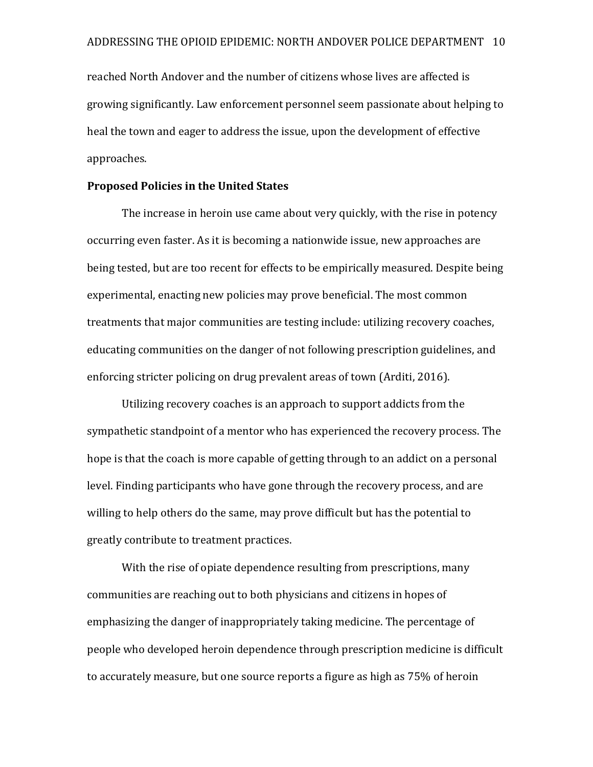reached North Andover and the number of citizens whose lives are affected is growing significantly. Law enforcement personnel seem passionate about helping to heal the town and eager to address the issue, upon the development of effective approaches.

**Proposed Policies in the United States**

The increase in heroin use came about very quickly, with the rise in potency occurring even faster. As it is becoming a nationwide issue, new approaches are being tested, but are too recent for effects to be empirically measured. Despite being experimental, enacting new policies may prove beneficial. The most common treatments that major communities are testing include: utilizing recovery coaches, educating communities on the danger of not following prescription guidelines, and enforcing stricter policing on drug prevalent areas of town (Arditi, 2016).

Utilizing recovery coaches is an approach to support addicts from the sympathetic standpoint of a mentor who has experienced the recovery process. The hope is that the coach is more capable of getting through to an addict on a personal level. Finding participants who have gone through the recovery process, and are willing to help others do the same, may prove difficult but has the potential to greatly contribute to treatment practices.

With the rise of opiate dependence resulting from prescriptions, many communities are reaching out to both physicians and citizens in hopes of emphasizing the danger of inappropriately taking medicine. The percentage of people who developed heroin dependence through prescription medicine is difficult to accurately measure, but one source reports a figure as high as 75% of heroin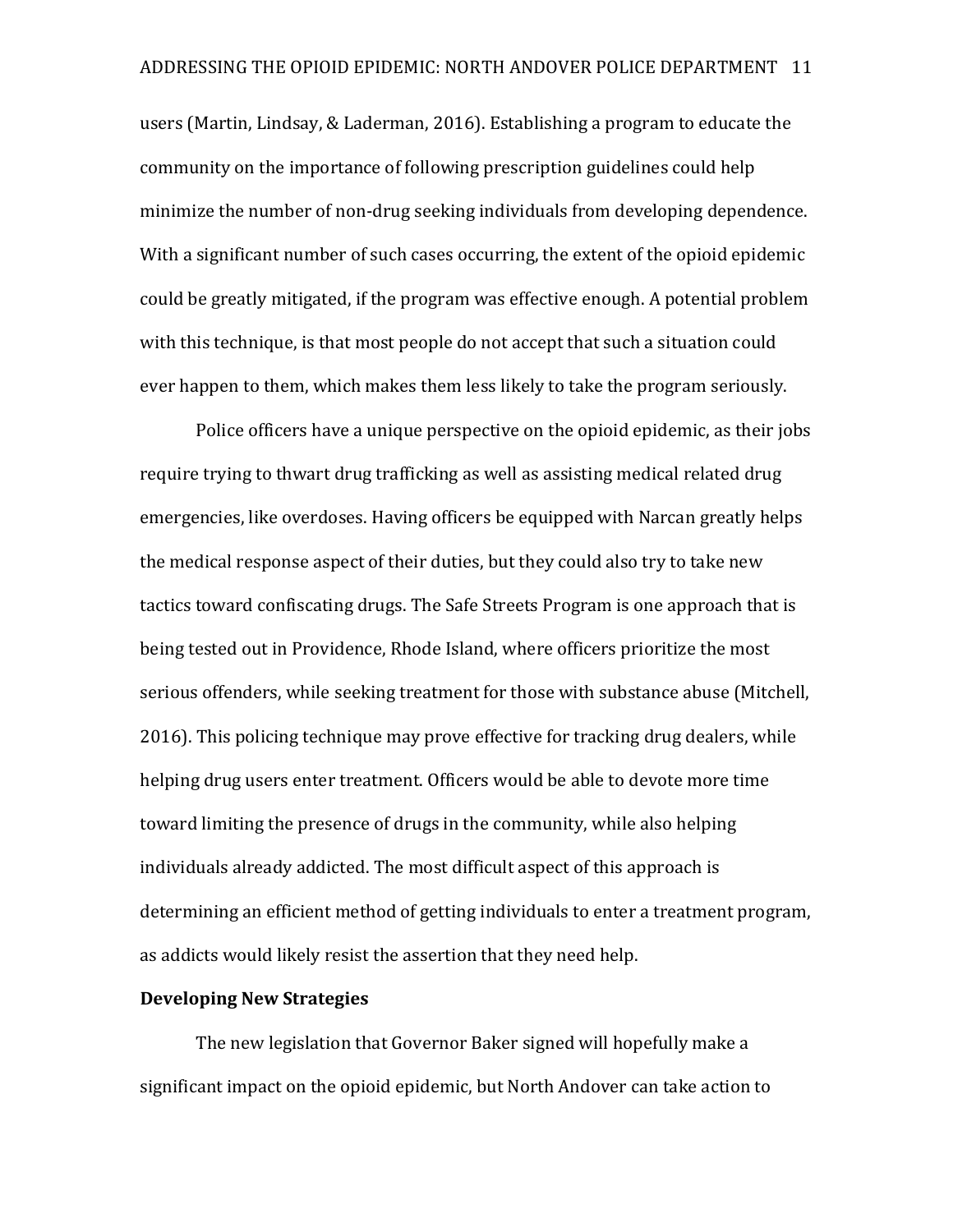users (Martin, Lindsay, & Laderman, 2016). Establishing a program to educate the community on the importance of following prescription guidelines could help minimize the number of non-drug seeking individuals from developing dependence. With a significant number of such cases occurring, the extent of the opioid epidemic could be greatly mitigated, if the program was effective enough. A potential problem with this technique, is that most people do not accept that such a situation could ever happen to them, which makes them less likely to take the program seriously.

Police officers have a unique perspective on the opioid epidemic, as their jobs require trying to thwart drug trafficking as well as assisting medical related drug emergencies, like overdoses. Having officers be equipped with Narcan greatly helps the medical response aspect of their duties, but they could also try to take new tactics toward confiscating drugs. The Safe Streets Program is one approach that is being tested out in Providence, Rhode Island, where officers prioritize the most serious offenders, while seeking treatment for those with substance abuse (Mitchell, 2016). This policing technique may prove effective for tracking drug dealers, while helping drug users enter treatment. Officers would be able to devote more time toward limiting the presence of drugs in the community, while also helping individuals already addicted. The most difficult aspect of this approach is determining an efficient method of getting individuals to enter a treatment program, as addicts would likely resist the assertion that they need help.

**Developing New Strategies**

The new legislation that Governor Baker signed will hopefully make a significant impact on the opioid epidemic, but North Andover can take action to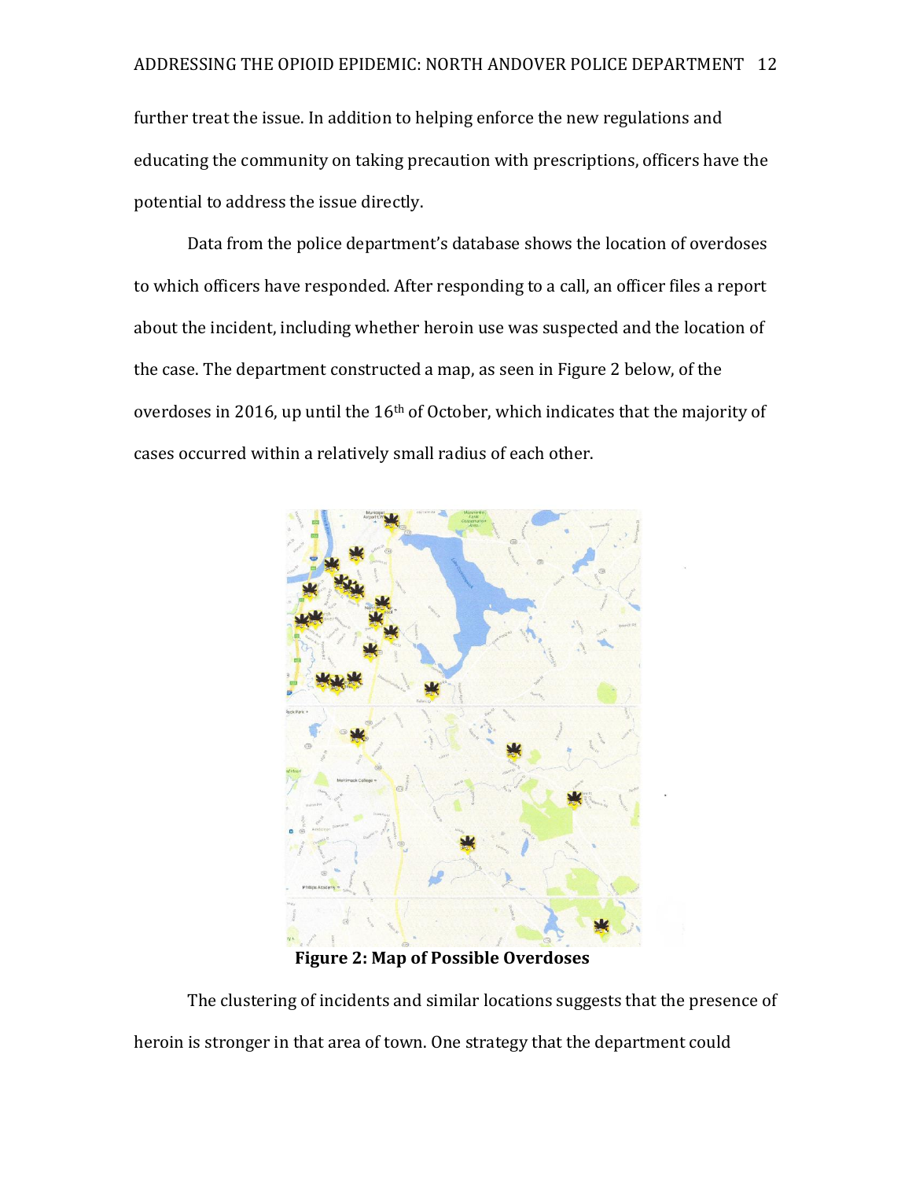further treat the issue. In addition to helping enforce the new regulations and educating the community on taking precaution with prescriptions, officers have the potential to address the issue directly.

Data from the police department's database shows the location of overdoses to which officers have responded. After responding to a call, an officer files a report about the incident, including whether heroin use was suspected and the location of the case. The department constructed a map, as seen in Figure 2 below, of the overdoses in 2016, up until the 16th of October, which indicates that the majority of cases occurred within a relatively small radius of each other.

**Figure 2: Map of Possible Overdoses**

The clustering of incidents and similar locations suggests that the presence of heroin is stronger in that area of town. One strategy that the department could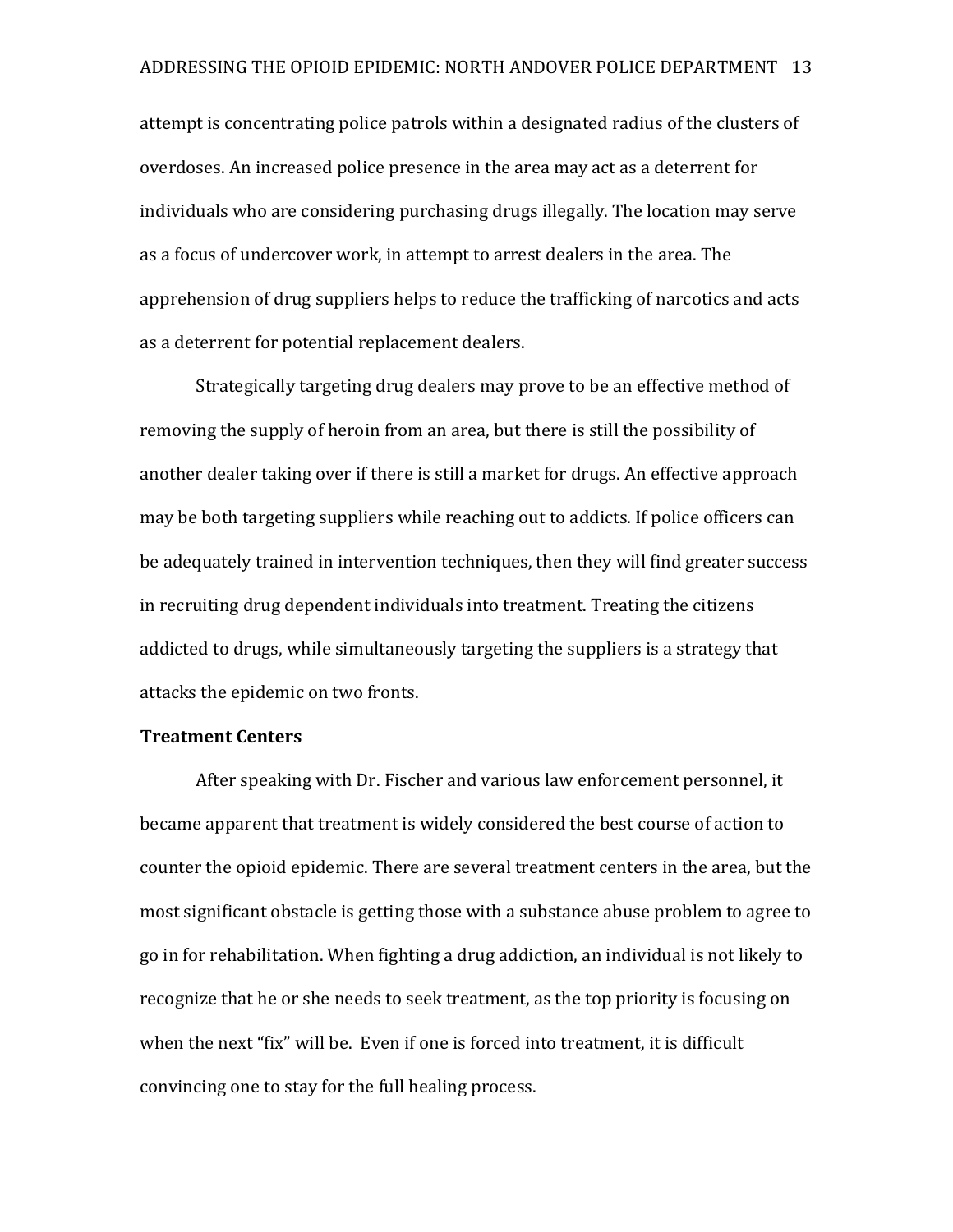attempt is concentrating police patrols within a designated radius of the clusters of overdoses. An increased police presence in the area may act as a deterrent for individuals who are considering purchasing drugs illegally. The location may serve as a focus of undercover work, in attempt to arrest dealers in the area. The apprehension of drug suppliers helps to reduce the trafficking of narcotics and acts as a deterrent for potential replacement dealers.

Strategically targeting drug dealers may prove to be an effective method of removing the supply of heroin from an area, but there is still the possibility of another dealer taking over if there is still a market for drugs. An effective approach may be both targeting suppliers while reaching out to addicts. If police officers can be adequately trained in intervention techniques, then they will find greater success in recruiting drug dependent individuals into treatment. Treating the citizens addicted to drugs, while simultaneously targeting the suppliers is a strategy that attacks the epidemic on two fronts.

**Treatment Centers**

After speaking with Dr. Fischer and various law enforcement personnel, it became apparent that treatment is widely considered the best course of action to counter the opioid epidemic. There are several treatment centers in the area, but the most significant obstacle is getting those with a substance abuse problem to agree to go in for rehabilitation. When fighting a drug addiction, an individual is not likely to recognize that he or she needs to seek treatment, as the top priority is focusing on when the next "fix" will be. Even if one is forced into treatment, it is difficult convincing one to stay for the full healing process.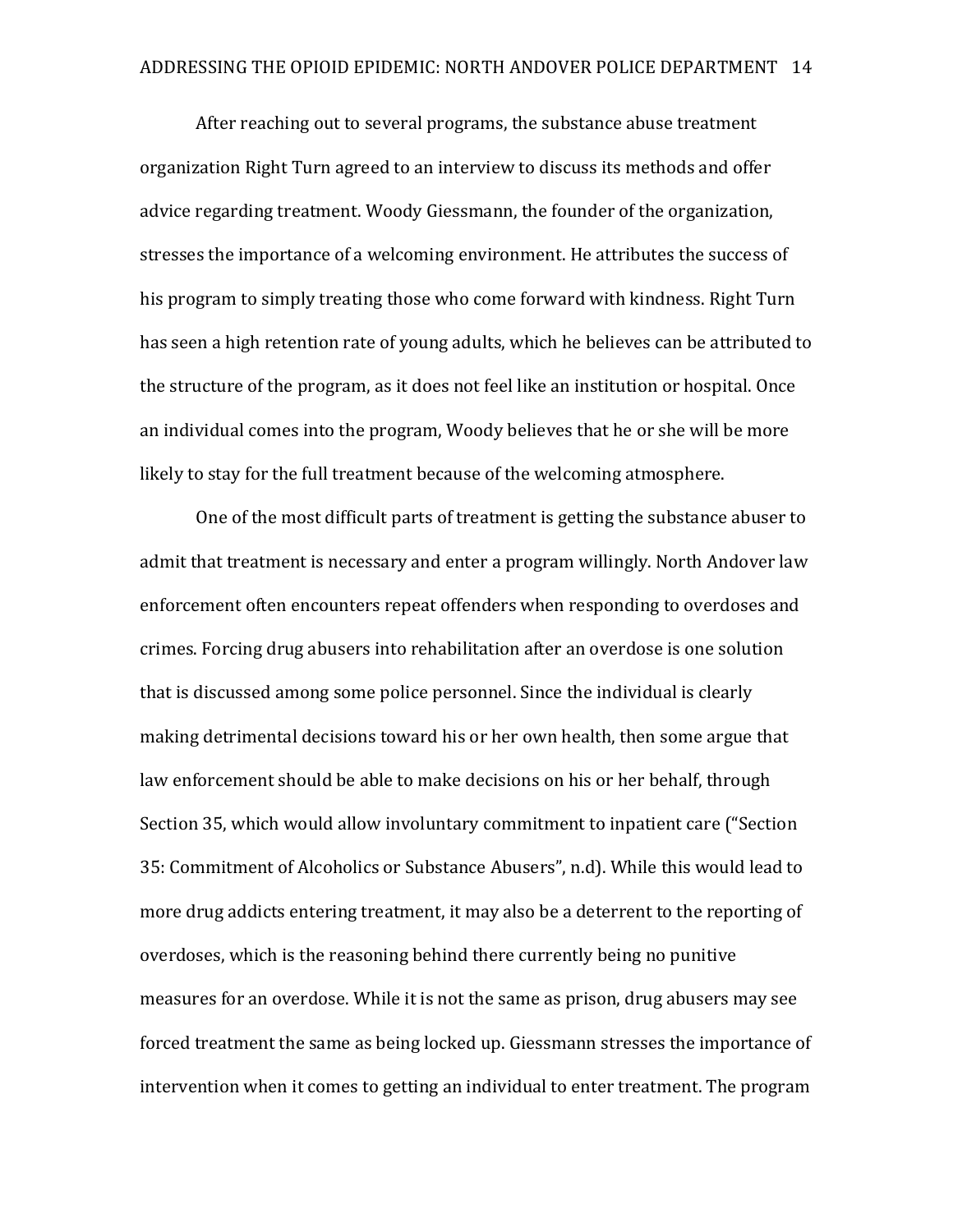After reaching out to several programs, the substance abuse treatment organization Right Turn agreed to an interview to discuss its methods and offer advice regarding treatment. Woody Giessmann, the founder of the organization, stresses the importance of a welcoming environment. He attributes the success of his program to simply treating those who come forward with kindness. Right Turn has seen a high retention rate of young adults, which he believes can be attributed to the structure of the program, as it does not feel like an institution or hospital. Once an individual comes into the program, Woody believes that he or she will be more likely to stay for the full treatment because of the welcoming atmosphere.

One of the most difficult parts of treatment is getting the substance abuser to admit that treatment is necessary and enter a program willingly. North Andover law enforcement often encounters repeat offenders when responding to overdoses and crimes. Forcing drug abusers into rehabilitation after an overdose is one solution that is discussed among some police personnel. Since the individual is clearly making detrimental decisions toward his or her own health, then some argue that law enforcement should be able to make decisions on his or her behalf, through Section 35, which would allow involuntary commitment to inpatient care ("Section 35: Commitment of Alcoholics or Substance Abusers", n.d). While this would lead to more drug addicts entering treatment, it may also be a deterrent to the reporting of overdoses, which is the reasoning behind there currently being no punitive measures for an overdose. While it is not the same as prison, drug abusers may see forced treatment the same as being locked up. Giessmann stresses the importance of intervention when it comes to getting an individual to enter treatment. The program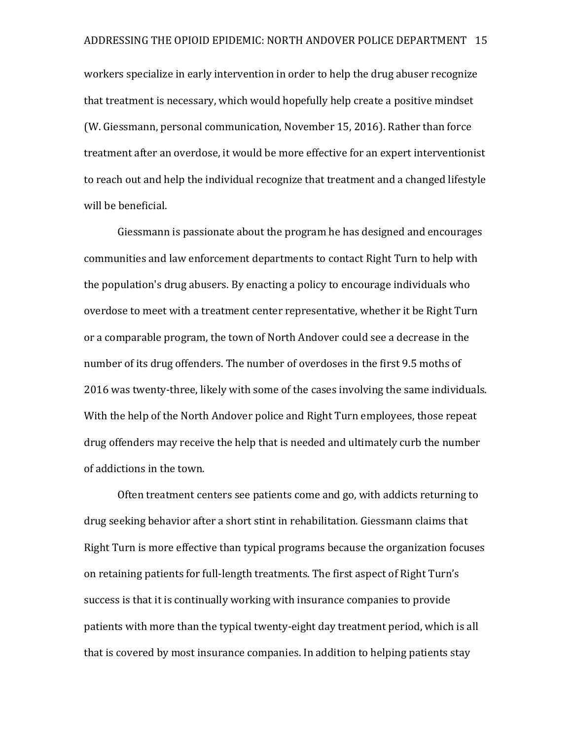workers specialize in early intervention in order to help the drug abuser recognize that treatment is necessary, which would hopefully help create a positive mindset (W. Giessmann, personal communication, November 15, 2016). Rather than force treatment after an overdose, it would be more effective for an expert interventionist to reach out and help the individual recognize that treatment and a changed lifestyle will be beneficial.

Giessmann is passionate about the program he has designed and encourages communities and law enforcement departments to contact Right Turn to help with the population's drug abusers. By enacting a policy to encourage individuals who overdose to meet with a treatment center representative, whether it be Right Turn or a comparable program, the town of North Andover could see a decrease in the number of its drug offenders. The number of overdoses in the first 9.5 moths of 2016 was twenty-three, likely with some of the cases involving the same individuals. With the help of the North Andover police and Right Turn employees, those repeat drug offenders may receive the help that is needed and ultimately curb the number of addictions in the town.

Often treatment centers see patients come and go, with addicts returning to drug seeking behavior after a short stint in rehabilitation. Giessmann claims that Right Turn is more effective than typical programs because the organization focuses on retaining patients for full-length treatments. The first aspect of Right Turn's success is that it is continually working with insurance companies to provide patients with more than the typical twenty-eight day treatment period, which is all that is covered by most insurance companies. In addition to helping patients stay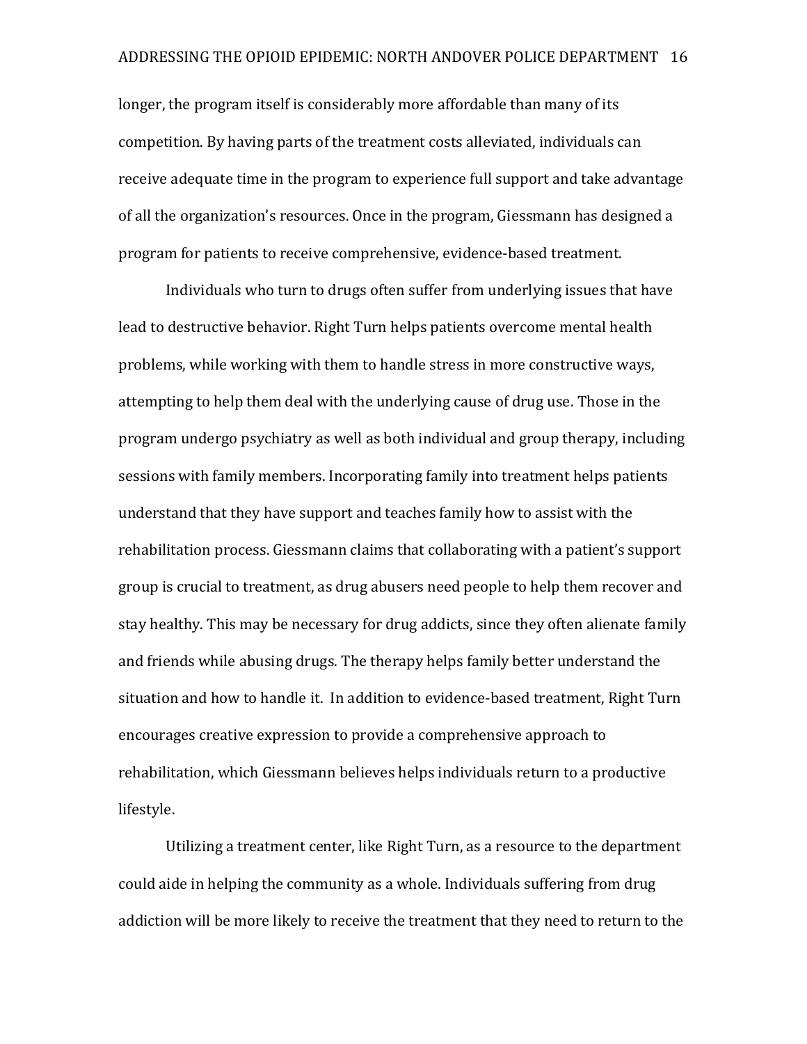longer, the program itself is considerably more affordable than many of its competition. By having parts of the treatment costs alleviated, individuals can receive adequate time in the program to experience full support and take advantage of all the organization's resources. Once in the program, Giessmann has designed a program for patients to receive comprehensive, evidence-based treatment.

Individuals who turn to drugs often suffer from underlying issues that have lead to destructive behavior. Right Turn helps patients overcome mental health problems, while working with them to handle stress in more constructive ways, attempting to help them deal with the underlying cause of drug use. Those in the program undergo psychiatry as well as both individual and group therapy, including sessions with family members. Incorporating family into treatment helps patients understand that they have support and teaches family how to assist with the rehabilitation process. Giessmann claims that collaborating with a patient's support group is crucial to treatment, as drug abusers need people to help them recover and stay healthy. This may be necessary for drug addicts, since they often alienate family and friends while abusing drugs. The therapy helps family better understand the situation and how to handle it. In addition to evidence-based treatment, Right Turn encourages creative expression to provide a comprehensive approach to rehabilitation, which Giessmann believes helps individuals return to a productive lifestyle.

Utilizing a treatment center, like Right Turn, as a resource to the department could aide in helping the community as a whole. Individuals suffering from drug addiction will be more likely to receive the treatment that they need to return to the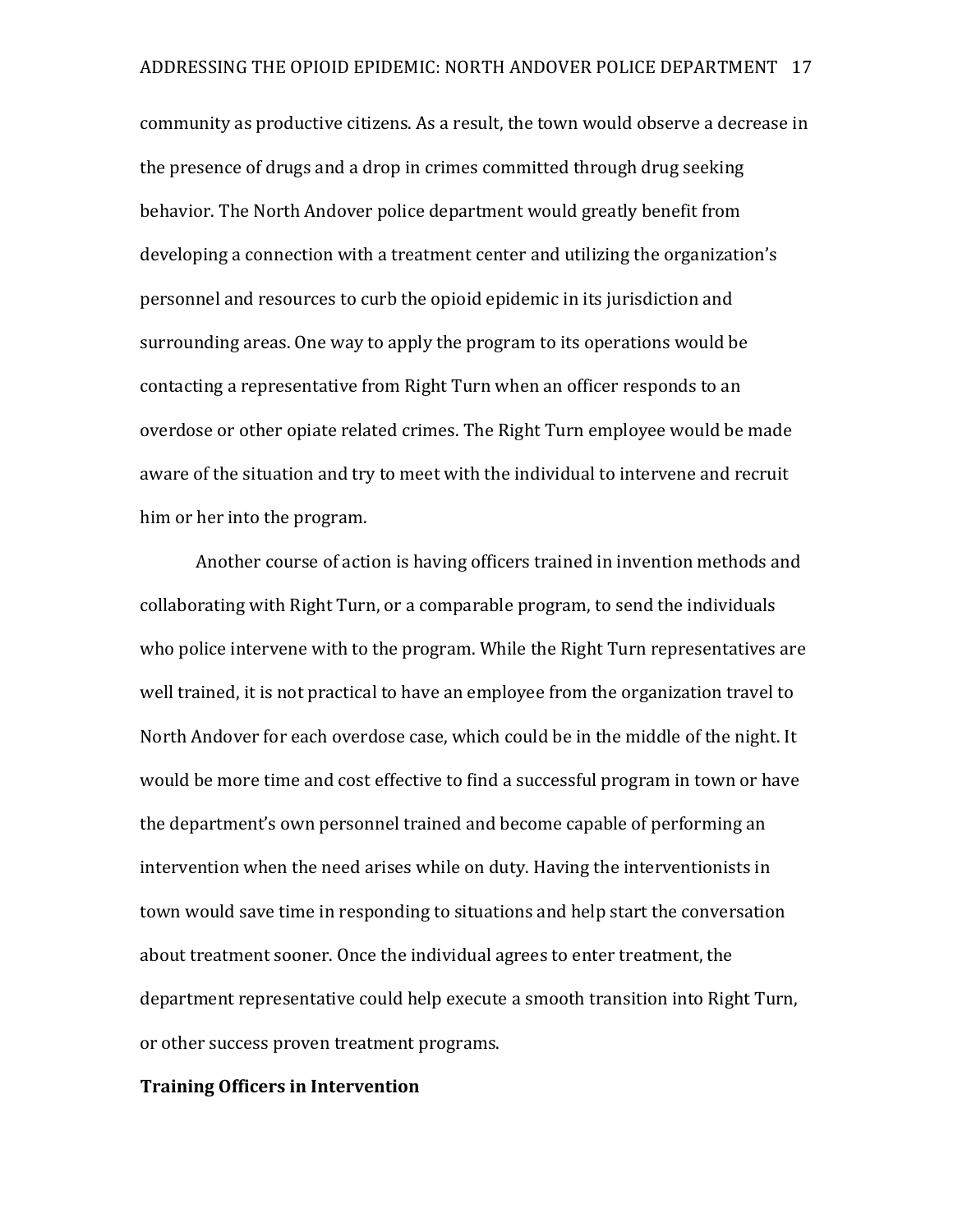community as productive citizens. As a result, the town would observe a decrease in the presence of drugs and a drop in crimes committed through drug seeking behavior. The North Andover police department would greatly benefit from developing a connection with a treatment center and utilizing the organization's personnel and resources to curb the opioid epidemic in its jurisdiction and surrounding areas. One way to apply the program to its operations would be contacting a representative from Right Turn when an officer responds to an overdose or other opiate related crimes. The Right Turn employee would be made aware of the situation and try to meet with the individual to intervene and recruit him or her into the program.

Another course of action is having officers trained in invention methods and collaborating with Right Turn, or a comparable program, to send the individuals who police intervene with to the program. While the Right Turn representatives are well trained, it is not practical to have an employee from the organization travel to North Andover for each overdose case, which could be in the middle of the night. It would be more time and cost effective to find a successful program in town or have the department's own personnel trained and become capable of performing an intervention when the need arises while on duty. Having the interventionists in town would save time in responding to situations and help start the conversation about treatment sooner. Once the individual agrees to enter treatment, the department representative could help execute a smooth transition into Right Turn, or other success proven treatment programs.

**Training Officers in Intervention**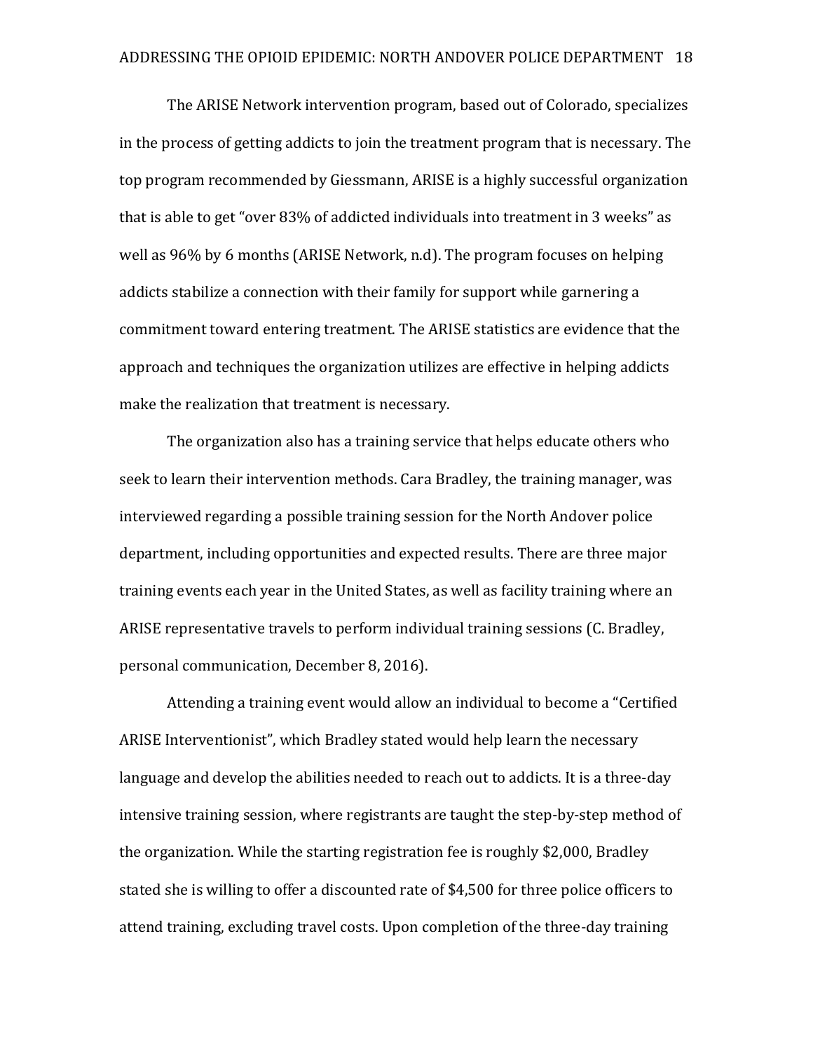The ARISE Network intervention program, based out of Colorado, specializes in the process of getting addicts to join the treatment program that is necessary. The top program recommended by Giessmann, ARISE is a highly successful organization that is able to get "over 83% of addicted individuals into treatment in 3 weeks" as well as 96% by 6 months (ARISE Network, n.d). The program focuses on helping addicts stabilize a connection with their family for support while garnering a commitment toward entering treatment. The ARISE statistics are evidence that the approach and techniques the organization utilizes are effective in helping addicts make the realization that treatment is necessary.

The organization also has a training service that helps educate others who seek to learn their intervention methods. Cara Bradley, the training manager, was interviewed regarding a possible training session for the North Andover police department, including opportunities and expected results. There are three major training events each year in the United States, as well as facility training where an ARISE representative travels to perform individual training sessions (C. Bradley, personal communication, December 8, 2016).

Attending a training event would allow an individual to become a "Certified ARISE Interventionist", which Bradley stated would help learn the necessary language and develop the abilities needed to reach out to addicts. It is a three-day intensive training session, where registrants are taught the step-by-step method of the organization. While the starting registration fee is roughly $2,000, Bradley stated she is willing to offer a discounted rate of $4,500 for three police officers to attend training, excluding travel costs. Upon completion of the three-day training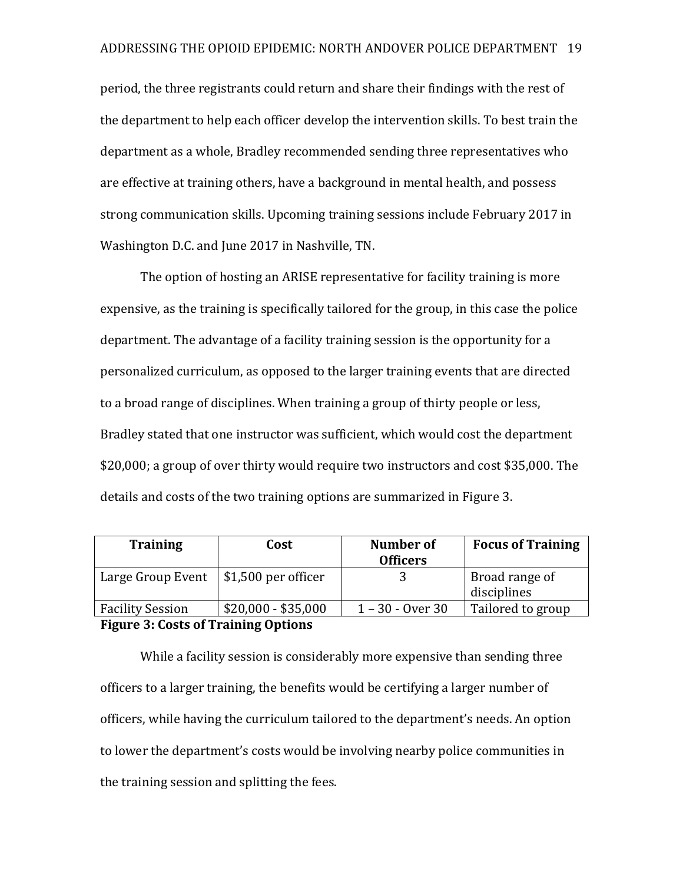period, the three registrants could return and share their findings with the rest of the department to help each officer develop the intervention skills. To best train the department as a whole, Bradley recommended sending three representatives who are effective at training others, have a background in mental health, and possess strong communication skills. Upcoming training sessions include February 2017 in Washington D.C. and June 2017 in Nashville, TN.

The option of hosting an ARISE representative for facility training is more expensive, as the training is specifically tailored for the group, in this case the police department. The advantage of a facility training session is the opportunity for a personalized curriculum, as opposed to the larger training events that are directed to a broad range of disciplines. When training a group of thirty people or less, Bradley stated that one instructor was sufficient, which would cost the department $20,000; a group of over thirty would require two instructors and cost $35,000. The details and costs of the two training options are summarized in Figure 3.

| Training | Cost | Number of Officers | Focus of Training |
|---|---|---|---|
| Large Group Event | $1,500 per officer | 3 | Broad range of disciplines |
| Facility Session | $20,000 - $35,000 | 1 – 30 - Over 30 | Tailored to group |

**Figure 3: Costs of Training Options**

While a facility session is considerably more expensive than sending three officers to a larger training, the benefits would be certifying a larger number of officers, while having the curriculum tailored to the department's needs. An option to lower the department's costs would be involving nearby police communities in the training session and splitting the fees.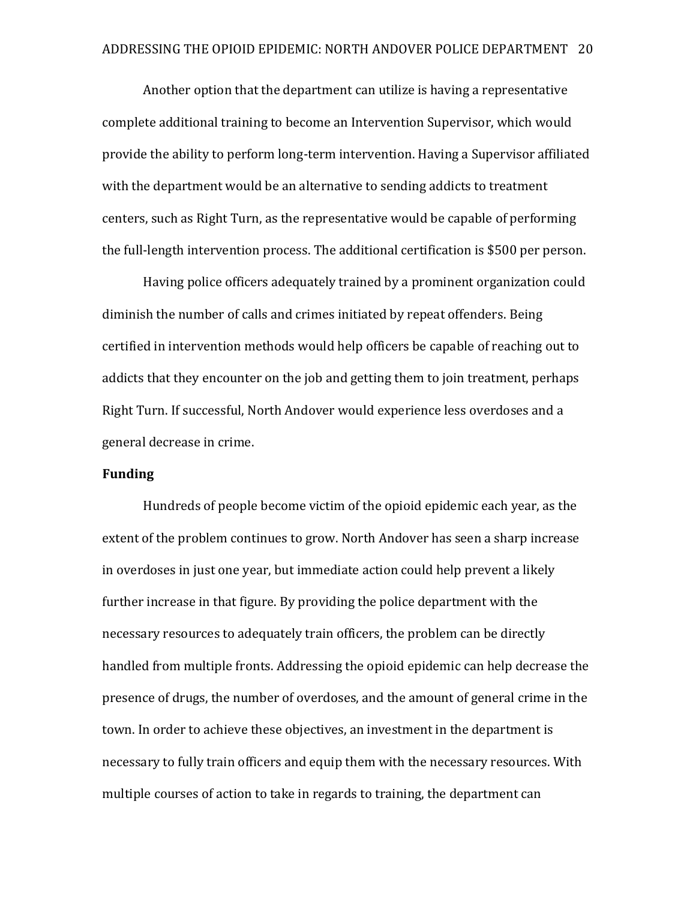Another option that the department can utilize is having a representative complete additional training to become an Intervention Supervisor, which would provide the ability to perform long-term intervention. Having a Supervisor affiliated with the department would be an alternative to sending addicts to treatment centers, such as Right Turn, as the representative would be capable of performing the full-length intervention process. The additional certification is $500 per person.

Having police officers adequately trained by a prominent organization could diminish the number of calls and crimes initiated by repeat offenders. Being certified in intervention methods would help officers be capable of reaching out to addicts that they encounter on the job and getting them to join treatment, perhaps Right Turn. If successful, North Andover would experience less overdoses and a general decrease in crime.

**Funding**

Hundreds of people become victim of the opioid epidemic each year, as the extent of the problem continues to grow. North Andover has seen a sharp increase in overdoses in just one year, but immediate action could help prevent a likely further increase in that figure. By providing the police department with the necessary resources to adequately train officers, the problem can be directly handled from multiple fronts. Addressing the opioid epidemic can help decrease the presence of drugs, the number of overdoses, and the amount of general crime in the town. In order to achieve these objectives, an investment in the department is necessary to fully train officers and equip them with the necessary resources. With multiple courses of action to take in regards to training, the department can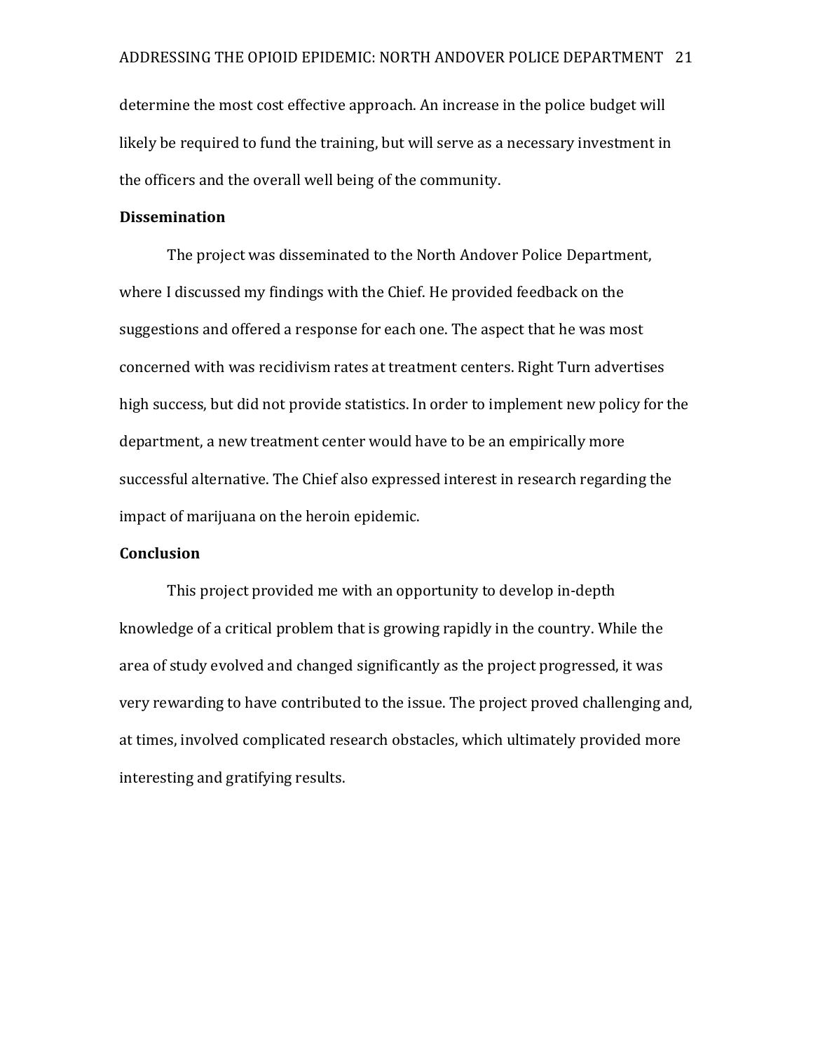determine the most cost effective approach. An increase in the police budget will likely be required to fund the training, but will serve as a necessary investment in the officers and the overall well being of the community.

**Dissemination**

The project was disseminated to the North Andover Police Department, where I discussed my findings with the Chief. He provided feedback on the suggestions and offered a response for each one. The aspect that he was most concerned with was recidivism rates at treatment centers. Right Turn advertises high success, but did not provide statistics. In order to implement new policy for the department, a new treatment center would have to be an empirically more successful alternative. The Chief also expressed interest in research regarding the impact of marijuana on the heroin epidemic.

**Conclusion**

This project provided me with an opportunity to develop in-depth knowledge of a critical problem that is growing rapidly in the country. While the area of study evolved and changed significantly as the project progressed, it was very rewarding to have contributed to the issue. The project proved challenging and, at times, involved complicated research obstacles, which ultimately provided more interesting and gratifying results.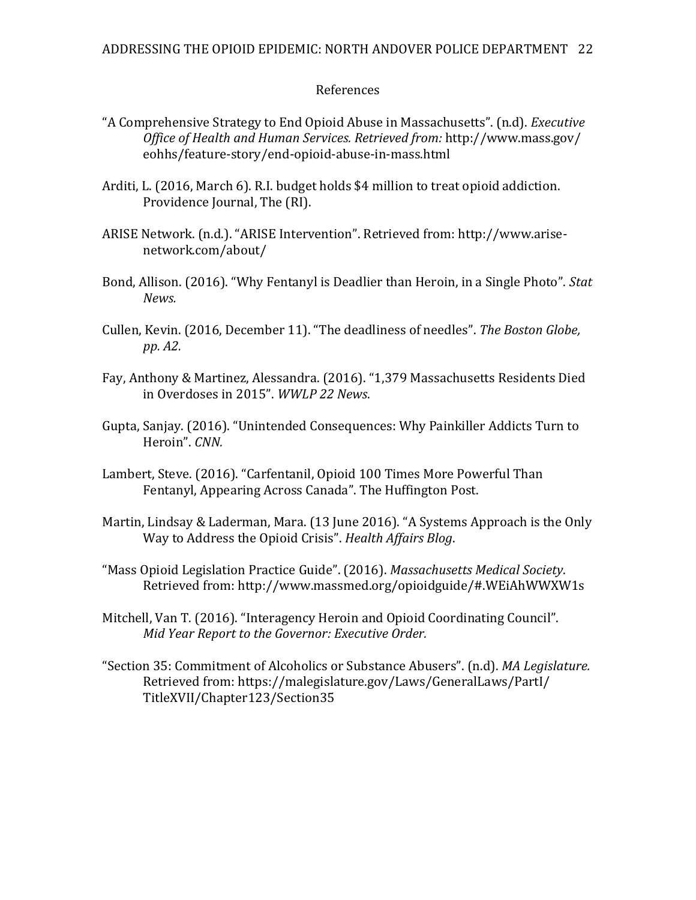# References

"A Comprehensive Strategy to End Opioid Abuse in Massachusetts". (n.d). *Executive Office of Health and Human Services. Retrieved from:* http://www.mass.gov/eohhs/feature-story/end-opioid-abuse-in-mass.html

Arditi, L. (2016, March 6). R.I. budget holds $4 million to treat opioid addiction. Providence Journal, The (RI).

ARISE Network. (n.d.). "ARISE Intervention". Retrieved from: http://www.arise-network.com/about/

Bond, Allison. (2016). "Why Fentanyl is Deadlier than Heroin, in a Single Photo". *Stat News.*

Cullen, Kevin. (2016, December 11). "The deadliness of needles". *The Boston Globe, pp. A2.*

Fay, Anthony & Martinez, Alessandra. (2016). "1,379 Massachusetts Residents Died in Overdoses in 2015". *WWLP 22 News*.

Gupta, Sanjay. (2016). "Unintended Consequences: Why Painkiller Addicts Turn to Heroin". *CNN.*

Lambert, Steve. (2016). "Carfentanil, Opioid 100 Times More Powerful Than Fentanyl, Appearing Across Canada". The Huffington Post.

Martin, Lindsay & Laderman, Mara. (13 June 2016). "A Systems Approach is the Only Way to Address the Opioid Crisis". *Health Affairs Blog*.

"Mass Opioid Legislation Practice Guide". (2016). *Massachusetts Medical Society*. Retrieved from: http://www.massmed.org/opioidguide/#.WEiAhWWXW1s

Mitchell, Van T. (2016). "Interagency Heroin and Opioid Coordinating Council". *Mid Year Report to the Governor: Executive Order.*

"Section 35: Commitment of Alcoholics or Substance Abusers". (n.d). *MA Legislature.* Retrieved from: https://malegislature.gov/Laws/GeneralLaws/PartI/TitleXVII/Chapter123/Section35